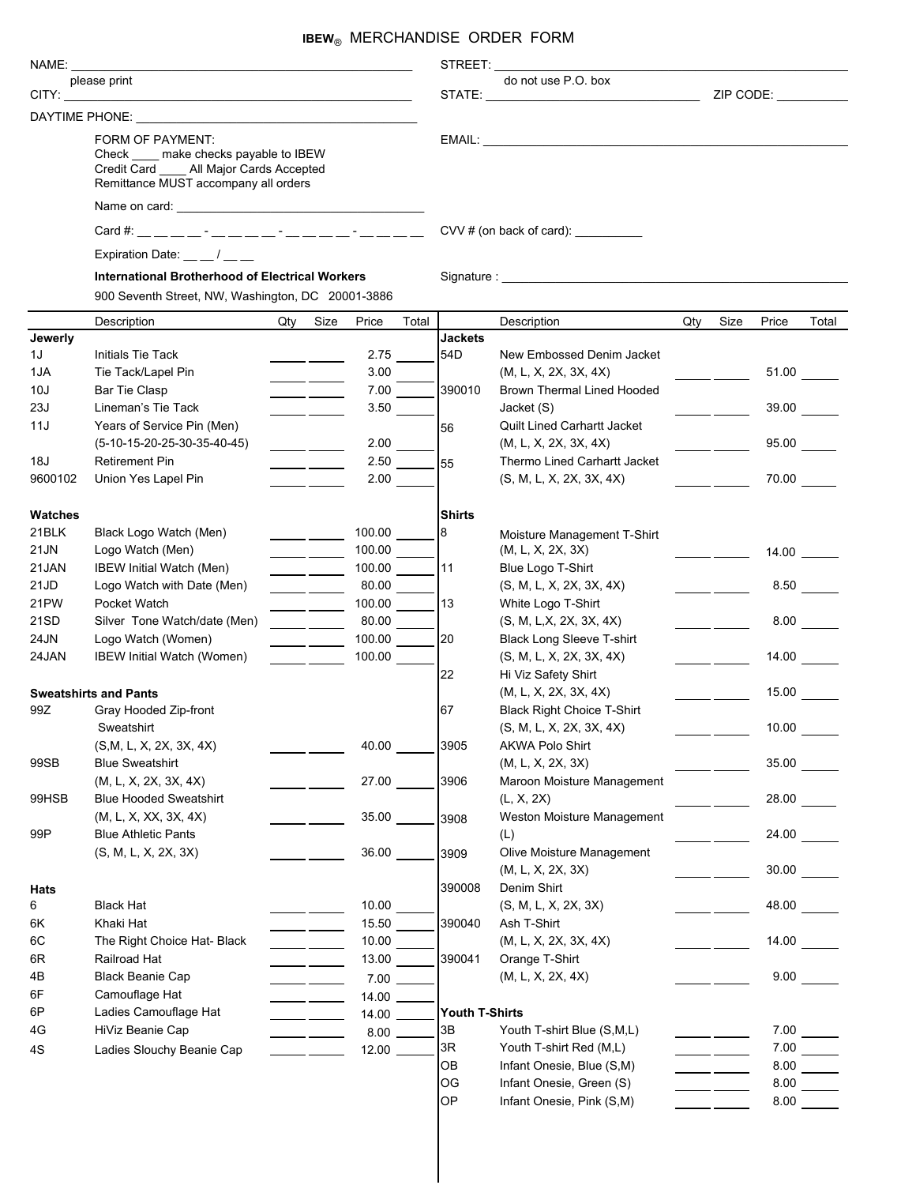# IBEW® MERCHANDISE ORDER FORM

NAME: ______________________________ (please print)

STREET: ______________________________ (do not use P.O. box)

CITY: ______________________________

STATE: ______________________________ ZIP CODE: __________

DAYTIME PHONE: ______________________________

EMAIL: ______________________________

FORM OF PAYMENT:
Check ____ make checks payable to IBEW
Credit Card ____ All Major Cards Accepted
Remittance MUST accompany all orders

Name on card: ______________________________

Card #: __ __ __ __ - __ __ __ __ - __ __ __ __ - __ __ __ __

CVV # (on back of card): __________

Expiration Date: __ __ / __ __

**International Brotherhood of Electrical Workers**
900 Seventh Street, NW, Washington, DC 20001-3886

Signature : ______________________________

| | Description | Qty | Size | Price | Total |
|---|---|---|---|---|---|
| **Jewerly** | | | | | |
| 1J | Initials Tie Tack | | | 2.75 | |
| 1JA | Tie Tack/Lapel Pin | | | 3.00 | |
| 10J | Bar Tie Clasp | | | 7.00 | |
| 23J | Lineman's Tie Tack | | | 3.50 | |
| 11J | Years of Service Pin (Men) (5-10-15-20-25-30-35-40-45) | | | 2.00 | |
| 18J | Retirement Pin | | | 2.50 | |
| 9600102 | Union Yes Lapel Pin | | | 2.00 | |
| **Watches** | | | | | |
| 21BLK | Black Logo Watch (Men) | | | 100.00 | |
| 21JN | Logo Watch (Men) | | | 100.00 | |
| 21JAN | IBEW Initial Watch (Men) | | | 100.00 | |
| 21JD | Logo Watch with Date (Men) | | | 80.00 | |
| 21PW | Pocket Watch | | | 100.00 | |
| 21SD | Silver Tone Watch/date (Men) | | | 80.00 | |
| 24JN | Logo Watch (Women) | | | 100.00 | |
| 24JAN | IBEW Initial Watch (Women) | | | 100.00 | |
| **Sweatshirts and Pants** | | | | | |
| 99Z | Gray Hooded Zip-front Sweatshirt (S,M, L, X, 2X, 3X, 4X) | | | 40.00 | |
| 99SB | Blue Sweatshirt (M, L, X, 2X, 3X, 4X) | | | 27.00 | |
| 99HSB | Blue Hooded Sweatshirt (M, L, X, XX, 3X, 4X) | | | 35.00 | |
| 99P | Blue Athletic Pants (S, M, L, X, 2X, 3X) | | | 36.00 | |
| **Hats** | | | | | |
| 6 | Black Hat | | | 10.00 | |
| 6K | Khaki Hat | | | 15.50 | |
| 6C | The Right Choice Hat- Black | | | 10.00 | |
| 6R | Railroad Hat | | | 13.00 | |
| 4B | Black Beanie Cap | | | 7.00 | |
| 6F | Camouflage Hat | | | 14.00 | |
| 6P | Ladies Camouflage Hat | | | 14.00 | |
| 4G | HiViz Beanie Cap | | | 8.00 | |
| 4S | Ladies Slouchy Beanie Cap | | | 12.00 | |

| | Description | Qty | Size | Price | Total |
|---|---|---|---|---|---|
| **Jackets** | | | | | |
| 54D | New Embossed Denim Jacket (M, L, X, 2X, 3X, 4X) | | | 51.00 | |
| 390010 | Brown Thermal Lined Hooded Jacket (S) | | | 39.00 | |
| 56 | Quilt Lined Carhartt Jacket (M, L, X, 2X, 3X, 4X) | | | 95.00 | |
| 55 | Thermo Lined Carhartt Jacket (S, M, L, X, 2X, 3X, 4X) | | | 70.00 | |
| **Shirts** | | | | | |
| 8 | Moisture Management T-Shirt (M, L, X, 2X, 3X) | | | 14.00 | |
| 11 | Blue Logo T-Shirt (S, M, L, X, 2X, 3X, 4X) | | | 8.50 | |
| 13 | White Logo T-Shirt (S, M, L,X, 2X, 3X, 4X) | | | 8.00 | |
| 20 | Black Long Sleeve T-shirt (S, M, L, X, 2X, 3X, 4X) | | | 14.00 | |
| 22 | Hi Viz Safety Shirt (M, L, X, 2X, 3X, 4X) | | | 15.00 | |
| 67 | Black Right Choice T-Shirt (S, M, L, X, 2X, 3X, 4X) | | | 10.00 | |
| 3905 | AKWA Polo Shirt (M, L, X, 2X, 3X) | | | 35.00 | |
| 3906 | Maroon Moisture Management (L, X, 2X) | | | 28.00 | |
| 3908 | Weston Moisture Management (L) | | | 24.00 | |
| 3909 | Olive Moisture Management (M, L, X, 2X, 3X) | | | 30.00 | |
| 390008 | Denim Shirt (S, M, L, X, 2X, 3X) | | | 48.00 | |
| 390040 | Ash T-Shirt (M, L, X, 2X, 3X, 4X) | | | 14.00 | |
| 390041 | Orange T-Shirt (M, L, X, 2X, 4X) | | | 9.00 | |
| **Youth T-Shirts** | | | | | |
| 3B | Youth T-shirt Blue (S,M,L) | | | 7.00 | |
| 3R | Youth T-shirt Red (M,L) | | | 7.00 | |
| OB | Infant Onesie, Blue (S,M) | | | 8.00 | |
| OG | Infant Onesie, Green (S) | | | 8.00 | |
| OP | Infant Onesie, Pink (S,M) | | | 8.00 | |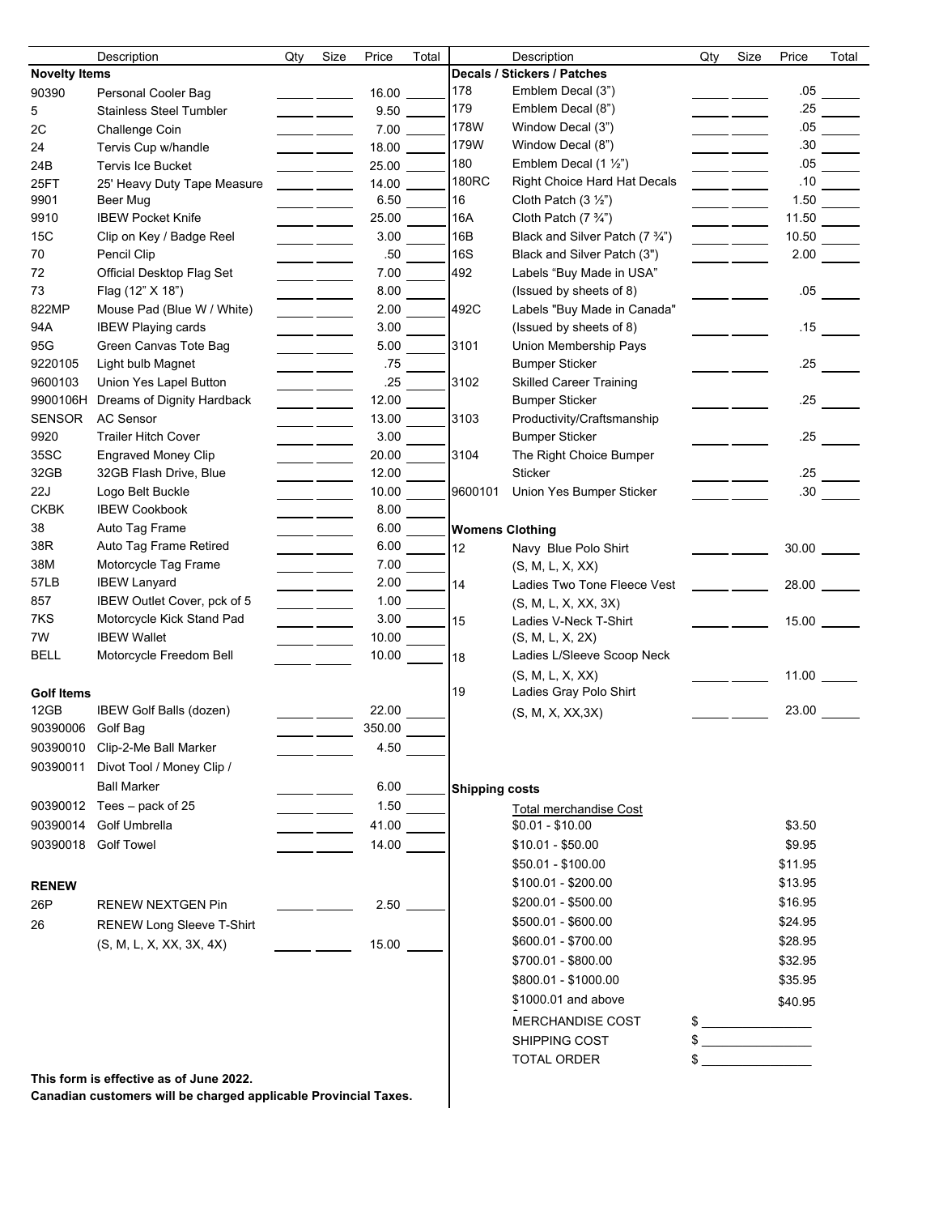| | Description | Qty | Size | Price | Total |
|---|---|---|---|---|---|
| **Novelty Items** | | | | | |
| 90390 | Personal Cooler Bag | | | 16.00 | |
| 5 | Stainless Steel Tumbler | | | 9.50 | |
| 2C | Challenge Coin | | | 7.00 | |
| 24 | Tervis Cup w/handle | | | 18.00 | |
| 24B | Tervis Ice Bucket | | | 25.00 | |
| 25FT | 25' Heavy Duty Tape Measure | | | 14.00 | |
| 9901 | Beer Mug | | | 6.50 | |
| 9910 | IBEW Pocket Knife | | | 25.00 | |
| 15C | Clip on Key / Badge Reel | | | 3.00 | |
| 70 | Pencil Clip | | | .50 | |
| 72 | Official Desktop Flag Set | | | 7.00 | |
| 73 | Flag (12" X 18") | | | 8.00 | |
| 822MP | Mouse Pad (Blue W / White) | | | 2.00 | |
| 94A | IBEW Playing cards | | | 3.00 | |
| 95G | Green Canvas Tote Bag | | | 5.00 | |
| 9220105 | Light bulb Magnet | | | .75 | |
| 9600103 | Union Yes Lapel Button | | | .25 | |
| 9900106H | Dreams of Dignity Hardback | | | 12.00 | |
| SENSOR | AC Sensor | | | 13.00 | |
| 9920 | Trailer Hitch Cover | | | 3.00 | |
| 35SC | Engraved Money Clip | | | 20.00 | |
| 32GB | 32GB Flash Drive, Blue | | | 12.00 | |
| 22J | Logo Belt Buckle | | | 10.00 | |
| CKBK | IBEW Cookbook | | | 8.00 | |
| 38 | Auto Tag Frame | | | 6.00 | |
| 38R | Auto Tag Frame Retired | | | 6.00 | |
| 38M | Motorcycle Tag Frame | | | 7.00 | |
| 57LB | IBEW Lanyard | | | 2.00 | |
| 857 | IBEW Outlet Cover, pck of 5 | | | 1.00 | |
| 7KS | Motorcycle Kick Stand Pad | | | 3.00 | |
| 7W | IBEW Wallet | | | 10.00 | |
| BELL | Motorcycle Freedom Bell | | | 10.00 | |
| **Golf Items** | | | | | |
| 12GB | IBEW Golf Balls (dozen) | | | 22.00 | |
| 90390006 | Golf Bag | | | 350.00 | |
| 90390010 | Clip-2-Me Ball Marker | | | 4.50 | |
| 90390011 | Divot Tool / Money Clip / Ball Marker | | | 6.00 | |
| 90390012 | Tees – pack of 25 | | | 1.50 | |
| 90390014 | Golf Umbrella | | | 41.00 | |
| 90390018 | Golf Towel | | | 14.00 | |
| **RENEW** | | | | | |
| 26P | RENEW NEXTGEN Pin | | | 2.50 | |
| 26 | RENEW Long Sleeve T-Shirt (S, M, L, X, XX, 3X, 4X) | | | 15.00 | |

**This form is effective as of June 2022.**
**Canadian customers will be charged applicable Provincial Taxes.**

| | Description | Qty | Size | Price | Total |
|---|---|---|---|---|---|
| **Decals / Stickers / Patches** | | | | | |
| 178 | Emblem Decal (3") | | | .05 | |
| 179 | Emblem Decal (8") | | | .25 | |
| 178W | Window Decal (3") | | | .05 | |
| 179W | Window Decal (8") | | | .30 | |
| 180 | Emblem Decal (1 ½") | | | .05 | |
| 180RC | Right Choice Hard Hat Decals | | | .10 | |
| 16 | Cloth Patch (3 ½") | | | 1.50 | |
| 16A | Cloth Patch (7 ¾") | | | 11.50 | |
| 16B | Black and Silver Patch (7 ¾") | | | 10.50 | |
| 16S | Black and Silver Patch (3") | | | 2.00 | |
| 492 | Labels "Buy Made in USA" (Issued by sheets of 8) | | | .05 | |
| 492C | Labels "Buy Made in Canada" (Issued by sheets of 8) | | | .15 | |
| 3101 | Union Membership Pays Bumper Sticker | | | .25 | |
| 3102 | Skilled Career Training Bumper Sticker | | | .25 | |
| 3103 | Productivity/Craftsmanship Bumper Sticker | | | .25 | |
| 3104 | The Right Choice Bumper Sticker | | | .25 | |
| 9600101 | Union Yes Bumper Sticker | | | .30 | |
| **Womens Clothing** | | | | | |
| 12 | Navy Blue Polo Shirt (S, M, L, X, XX) | | | 30.00 | |
| 14 | Ladies Two Tone Fleece Vest (S, M, L, X, XX, 3X) | | | 28.00 | |
| 15 | Ladies V-Neck T-Shirt (S, M, L, X, 2X) | | | 15.00 | |
| 18 | Ladies L/Sleeve Scoop Neck (S, M, L, X, XX) | | | 11.00 | |
| 19 | Ladies Gray Polo Shirt (S, M, X, XX,3X) | | | 23.00 | |

**Shipping costs**

| Total merchandise Cost | |
|---|---|
| $0.01 - $10.00 | $3.50 |
| $10.01 - $50.00 | $9.95 |
| $50.01 - $100.00 | $11.95 |
| $100.01 - $200.00 | $13.95 |
| $200.01 - $500.00 | $16.95 |
| $500.01 - $600.00 | $24.95 |
| $600.01 - $700.00 | $28.95 |
| $700.01 - $800.00 | $32.95 |
| $800.01 - $1000.00 | $35.95 |
| $1000.01 and above | $40.95 |

MERCHANDISE COST $ ______________

SHIPPING COST $ ______________

TOTAL ORDER $ ______________